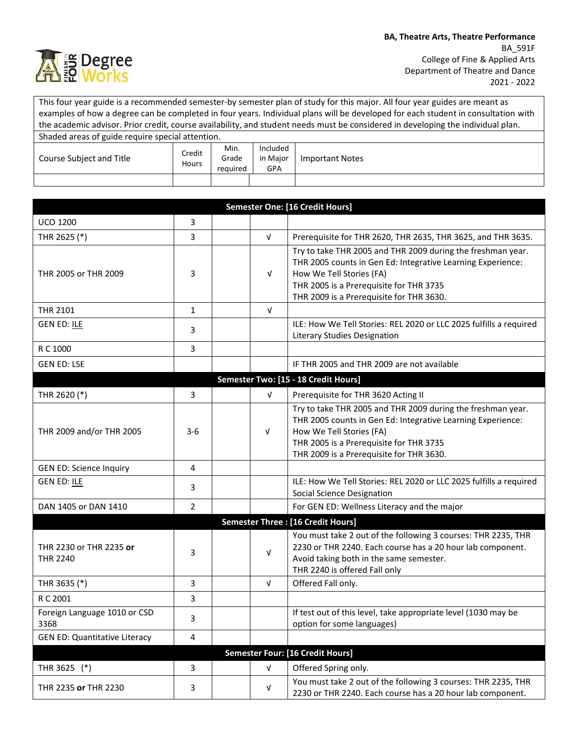**BA, Theatre Arts, Theatre Performance**
BA_591F
College of Fine & Applied Arts
Department of Theatre and Dance
2021 - 2022

This four year guide is a recommended semester-by semester plan of study for this major. All four year guides are meant as examples of how a degree can be completed in four years. Individual plans will be developed for each student in consultation with the academic advisor. Prior credit, course availability, and student needs must be considered in developing the individual plan.

Shaded areas of guide require special attention.

| Course Subject and Title | Credit Hours | Min. Grade required | Included in Major GPA | Important Notes |
|---|---|---|---|---|
| **Semester One: [16 Credit Hours]** | | | | |
| UCO 1200 | 3 | | | |
| THR 2625 (*) | 3 | | √ | Prerequisite for THR 2620, THR 2635, THR 3625, and THR 3635. |
| THR 2005 or THR 2009 | 3 | | √ | Try to take THR 2005 and THR 2009 during the freshman year. THR 2005 counts in Gen Ed: Integrative Learning Experience: How We Tell Stories (FA)<br>THR 2005 is a Prerequisite for THR 3735<br>THR 2009 is a Prerequisite for THR 3630. |
| THR 2101 | 1 | | √ | |
| GEN ED: ILE | 3 | | | ILE: How We Tell Stories: REL 2020 or LLC 2025 fulfills a required Literary Studies Designation |
| R C 1000 | 3 | | | |
| GEN ED: LSE | | | | IF THR 2005 and THR 2009 are not available |
| **Semester Two: [15 - 18 Credit Hours]** | | | | |
| THR 2620 (*) | 3 | | √ | Prerequisite for THR 3620 Acting II |
| THR 2009 and/or THR 2005 | 3-6 | | √ | Try to take THR 2005 and THR 2009 during the freshman year. THR 2005 counts in Gen Ed: Integrative Learning Experience: How We Tell Stories (FA)<br>THR 2005 is a Prerequisite for THR 3735<br>THR 2009 is a Prerequisite for THR 3630. |
| GEN ED: Science Inquiry | 4 | | | |
| GEN ED: ILE | 3 | | | ILE: How We Tell Stories: REL 2020 or LLC 2025 fulfills a required Social Science Designation |
| DAN 1405 or DAN 1410 | 2 | | | For GEN ED: Wellness Literacy and the major |
| **Semester Three : [16 Credit Hours]** | | | | |
| THR 2230 or THR 2235 **or** THR 2240 | 3 | | √ | You must take 2 out of the following 3 courses: THR 2235, THR 2230 or THR 2240. Each course has a 20 hour lab component. Avoid taking both in the same semester.<br>THR 2240 is offered Fall only |
| THR 3635 (*) | 3 | | √ | Offered Fall only. |
| R C 2001 | 3 | | | |
| Foreign Language 1010 or CSD 3368 | 3 | | | If test out of this level, take appropriate level (1030 may be option for some languages) |
| GEN ED: Quantitative Literacy | 4 | | | |
| **Semester Four: [16 Credit Hours]** | | | | |
| THR 3625 (*) | 3 | | √ | Offered Spring only. |
| THR 2235 **or** THR 2230 | 3 | | √ | You must take 2 out of the following 3 courses: THR 2235, THR 2230 or THR 2240. Each course has a 20 hour lab component. |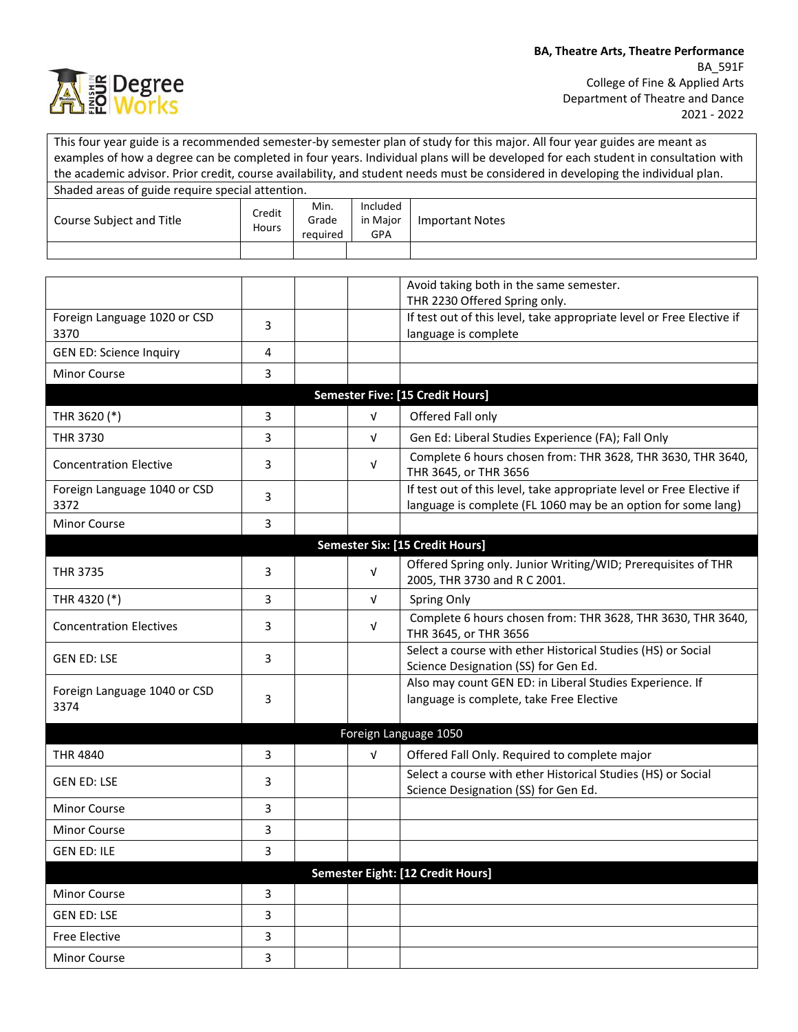**BA, Theatre Arts, Theatre Performance**
BA_591F
College of Fine & Applied Arts
Department of Theatre and Dance
2021 - 2022

This four year guide is a recommended semester-by semester plan of study for this major. All four year guides are meant as examples of how a degree can be completed in four years. Individual plans will be developed for each student in consultation with the academic advisor. Prior credit, course availability, and student needs must be considered in developing the individual plan.

Shaded areas of guide require special attention.

| Course Subject and Title | Credit Hours | Min. Grade required | Included in Major GPA | Important Notes |
|---|---|---|---|---|
| | | | | |

| Course Subject and Title | Credit Hours | Min. Grade required | Included in Major GPA | Important Notes |
|---|---|---|---|---|
| | | | | Avoid taking both in the same semester. THR 2230 Offered Spring only. |
| Foreign Language 1020 or CSD 3370 | 3 | | | If test out of this level, take appropriate level or Free Elective if language is complete |
| GEN ED: Science Inquiry | 4 | | | |
| Minor Course | 3 | | | |
| **Semester Five: [15 Credit Hours]** | | | | |
| THR 3620 (*) | 3 | | √ | Offered Fall only |
| THR 3730 | 3 | | √ | Gen Ed: Liberal Studies Experience (FA); Fall Only |
| Concentration Elective | 3 | | √ | Complete 6 hours chosen from: THR 3628, THR 3630, THR 3640, THR 3645, or THR 3656 |
| Foreign Language 1040 or CSD 3372 | 3 | | | If test out of this level, take appropriate level or Free Elective if language is complete (FL 1060 may be an option for some lang) |
| Minor Course | 3 | | | |
| **Semester Six: [15 Credit Hours]** | | | | |
| THR 3735 | 3 | | √ | Offered Spring only. Junior Writing/WID; Prerequisites of THR 2005, THR 3730 and R C 2001. |
| THR 4320 (*) | 3 | | √ | Spring Only |
| Concentration Electives | 3 | | √ | Complete 6 hours chosen from: THR 3628, THR 3630, THR 3640, THR 3645, or THR 3656 |
| GEN ED: LSE | 3 | | | Select a course with ether Historical Studies (HS) or Social Science Designation (SS) for Gen Ed. |
| Foreign Language 1040 or CSD 3374 | 3 | | | Also may count GEN ED: in Liberal Studies Experience. If language is complete, take Free Elective |
| Foreign Language 1050 | | | | |
| THR 4840 | 3 | | √ | Offered Fall Only. Required to complete major |
| GEN ED: LSE | 3 | | | Select a course with ether Historical Studies (HS) or Social Science Designation (SS) for Gen Ed. |
| Minor Course | 3 | | | |
| Minor Course | 3 | | | |
| GEN ED: ILE | 3 | | | |
| **Semester Eight: [12 Credit Hours]** | | | | |
| Minor Course | 3 | | | |
| GEN ED: LSE | 3 | | | |
| Free Elective | 3 | | | |
| Minor Course | 3 | | | |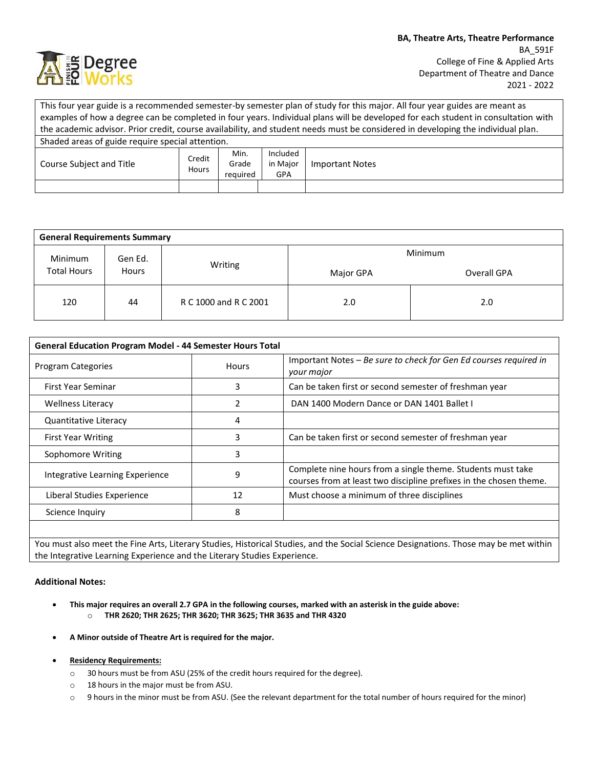**BA, Theatre Arts, Theatre Performance**
BA_591F
College of Fine & Applied Arts
Department of Theatre and Dance
2021 - 2022

| This four year guide is a recommended semester-by semester plan of study for this major. All four year guides are meant as examples of how a degree can be completed in four years. Individual plans will be developed for each student in consultation with the academic advisor. Prior credit, course availability, and student needs must be considered in developing the individual plan. | | | | |
|---|---|---|---|---|
| Shaded areas of guide require special attention. | | | | |
| Course Subject and Title | Credit Hours | Min. Grade required | Included in Major GPA | Important Notes |
| | | | | |

| General Requirements Summary | | | | |
|---|---|---|---|---|
| Minimum Total Hours | Gen Ed. Hours | Writing | Minimum | |
| | | | Major GPA | Overall GPA |
| 120 | 44 | R C 1000 and R C 2001 | 2.0 | 2.0 |

| General Education Program Model - 44 Semester Hours Total | | |
|---|---|---|
| Program Categories | Hours | Important Notes – *Be sure to check for Gen Ed courses required in your major* |
| First Year Seminar | 3 | Can be taken first or second semester of freshman year |
| Wellness Literacy | 2 | DAN 1400 Modern Dance or DAN 1401 Ballet I |
| Quantitative Literacy | 4 | |
| First Year Writing | 3 | Can be taken first or second semester of freshman year |
| Sophomore Writing | 3 | |
| Integrative Learning Experience | 9 | Complete nine hours from a single theme. Students must take courses from at least two discipline prefixes in the chosen theme. |
| Liberal Studies Experience | 12 | Must choose a minimum of three disciplines |
| Science Inquiry | 8 | |
| | | |
| You must also meet the Fine Arts, Literary Studies, Historical Studies, and the Social Science Designations. Those may be met within the Integrative Learning Experience and the Literary Studies Experience. | | |

**Additional Notes:**

- **This major requires an overall 2.7 GPA in the following courses, marked with an asterisk in the guide above:**
  - **THR 2620; THR 2625; THR 3620; THR 3625; THR 3635 and THR 4320**
- **A Minor outside of Theatre Art is required for the major.**
- **Residency Requirements:**
  - 30 hours must be from ASU (25% of the credit hours required for the degree).
  - 18 hours in the major must be from ASU.
  - 9 hours in the minor must be from ASU. (See the relevant department for the total number of hours required for the minor)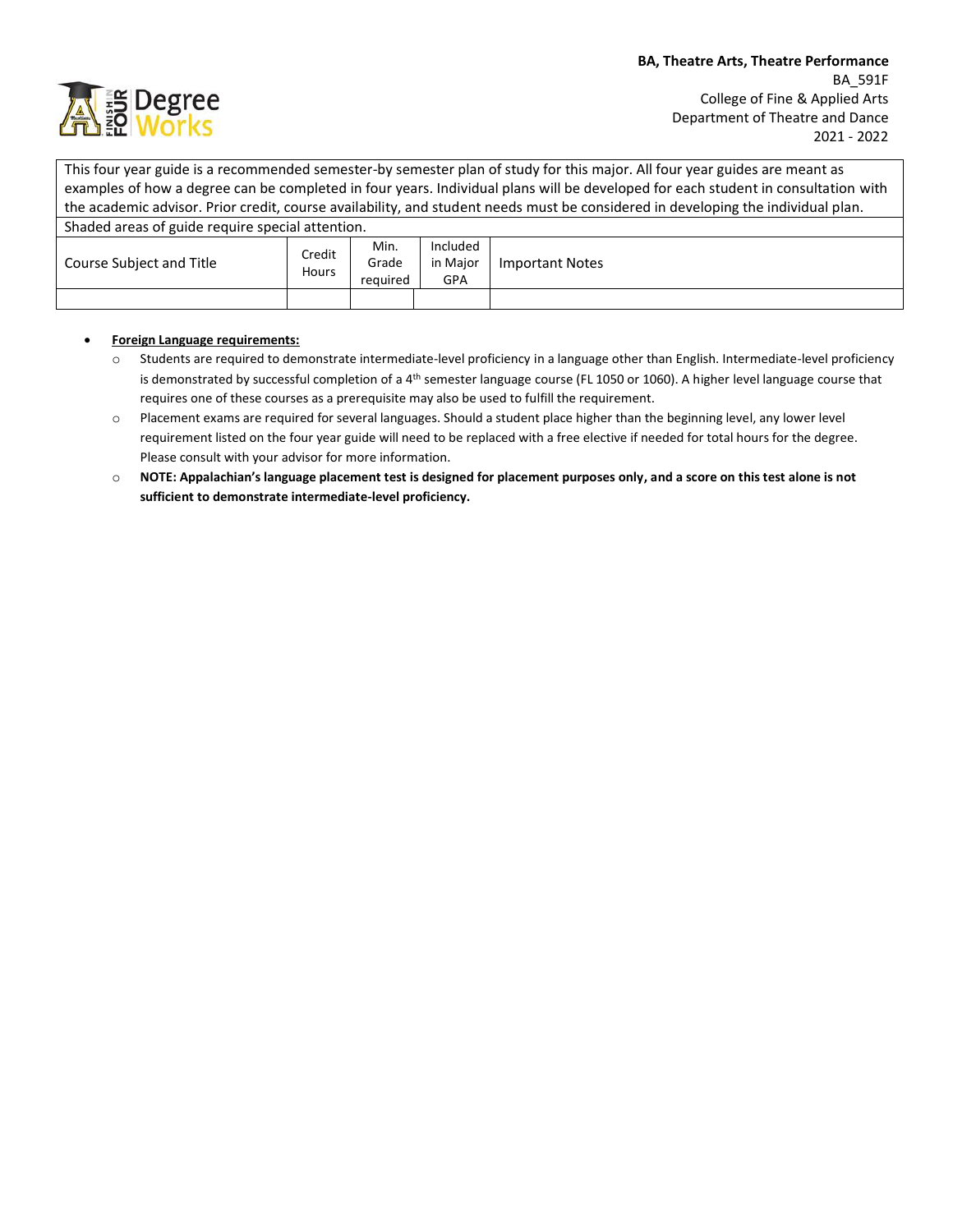**BA, Theatre Arts, Theatre Performance**
BA_591F
College of Fine & Applied Arts
Department of Theatre and Dance
2021 - 2022

| | | | | |
|---|---|---|---|---|
| This four year guide is a recommended semester-by semester plan of study for this major. All four year guides are meant as examples of how a degree can be completed in four years. Individual plans will be developed for each student in consultation with the academic advisor. Prior credit, course availability, and student needs must be considered in developing the individual plan. | | | | |
| Shaded areas of guide require special attention. | | | | |
| Course Subject and Title | Credit Hours | Min. Grade required | Included in Major GPA | Important Notes |
| | | | | |

- **Foreign Language requirements:**
  - Students are required to demonstrate intermediate-level proficiency in a language other than English. Intermediate-level proficiency is demonstrated by successful completion of a 4th semester language course (FL 1050 or 1060). A higher level language course that requires one of these courses as a prerequisite may also be used to fulfill the requirement.
  - Placement exams are required for several languages. Should a student place higher than the beginning level, any lower level requirement listed on the four year guide will need to be replaced with a free elective if needed for total hours for the degree. Please consult with your advisor for more information.
  - **NOTE: Appalachian's language placement test is designed for placement purposes only, and a score on this test alone is not sufficient to demonstrate intermediate-level proficiency.**